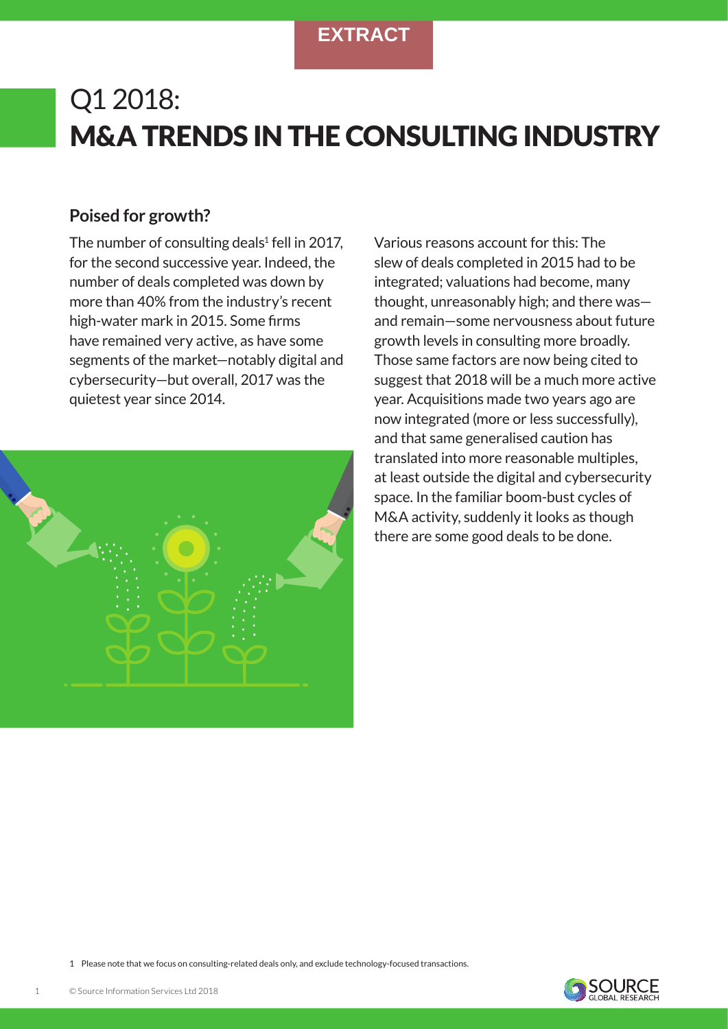EXTRACT

# Q1 2018:
# M&A TRENDS IN THE CONSULTING INDUSTRY

## Poised for growth?

The number of consulting deals[1] fell in 2017, for the second successive year. Indeed, the number of deals completed was down by more than 40% from the industry's recent high-water mark in 2015. Some firms have remained very active, as have some segments of the market—notably digital and cybersecurity—but overall, 2017 was the quietest year since 2014.

Various reasons account for this: The slew of deals completed in 2015 had to be integrated; valuations had become, many thought, unreasonably high; and there was—and remain—some nervousness about future growth levels in consulting more broadly. Those same factors are now being cited to suggest that 2018 will be a much more active year. Acquisitions made two years ago are now integrated (more or less successfully), and that same generalised caution has translated into more reasonable multiples, at least outside the digital and cybersecurity space. In the familiar boom-bust cycles of M&A activity, suddenly it looks as though there are some good deals to be done.

1 Please note that we focus on consulting-related deals only, and exclude technology-focused transactions.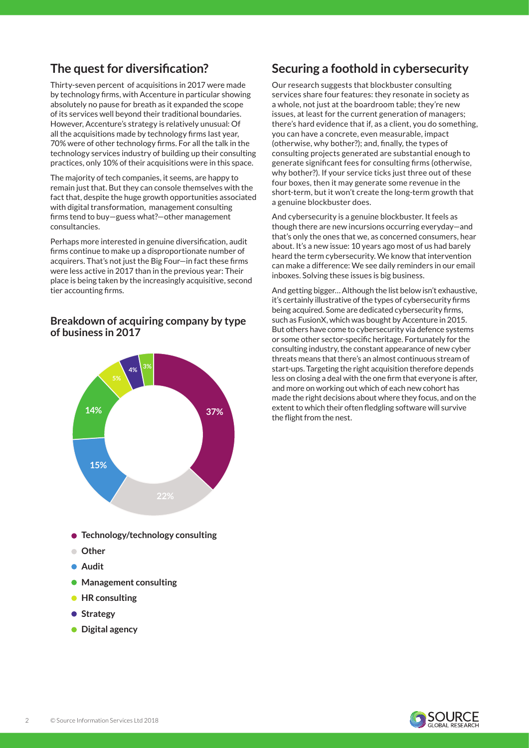## The quest for diversification?

Thirty-seven percent  of acquisitions in 2017 were made by technology firms, with Accenture in particular showing absolutely no pause for breath as it expanded the scope of its services well beyond their traditional boundaries. However, Accenture's strategy is relatively unusual: Of all the acquisitions made by technology firms last year, 70% were of other technology firms. For all the talk in the technology services industry of building up their consulting practices, only 10% of their acquisitions were in this space.

The majority of tech companies, it seems, are happy to remain just that. But they can console themselves with the fact that, despite the huge growth opportunities associated with digital transformation,  management consulting firms tend to buy—guess what?—other management consultancies.

Perhaps more interested in genuine diversification, audit firms continue to make up a disproportionate number of acquirers. That's not just the Big Four—in fact these firms were less active in 2017 than in the previous year: Their place is being taken by the increasingly acquisitive, second tier accounting firms.

### Breakdown of acquiring company by type of business in 2017

- Technology/technology consulting: 37%
- Other: 22%
- Audit: 15%
- Management consulting: 14%
- HR consulting: 5%
- Strategy: 4%
- Digital agency: 3%

## Securing a foothold in cybersecurity

Our research suggests that blockbuster consulting services share four features: they resonate in society as a whole, not just at the boardroom table; they're new issues, at least for the current generation of managers; there's hard evidence that if, as a client, you do something, you can have a concrete, even measurable, impact (otherwise, why bother?); and, finally, the types of consulting projects generated are substantial enough to generate significant fees for consulting firms (otherwise, why bother?). If your service ticks just three out of these four boxes, then it may generate some revenue in the short-term, but it won't create the long-term growth that a genuine blockbuster does.

And cybersecurity is a genuine blockbuster. It feels as though there are new incursions occurring everyday—and that's only the ones that we, as concerned consumers, hear about. It's a new issue: 10 years ago most of us had barely heard the term cybersecurity. We know that intervention can make a difference: We see daily reminders in our email inboxes. Solving these issues is big business.

And getting bigger… Although the list below isn't exhaustive, it's certainly illustrative of the types of cybersecurity firms being acquired. Some are dedicated cybersecurity firms, such as FusionX, which was bought by Accenture in 2015. But others have come to cybersecurity via defence systems or some other sector-specific heritage. Fortunately for the consulting industry, the constant appearance of new cyber threats means that there's an almost continuous stream of start-ups. Targeting the right acquisition therefore depends less on closing a deal with the one firm that everyone is after, and more on working out which of each new cohort has made the right decisions about where they focus, and on the extent to which their often fledgling software will survive the flight from the nest.

© Source Information Services Ltd 2018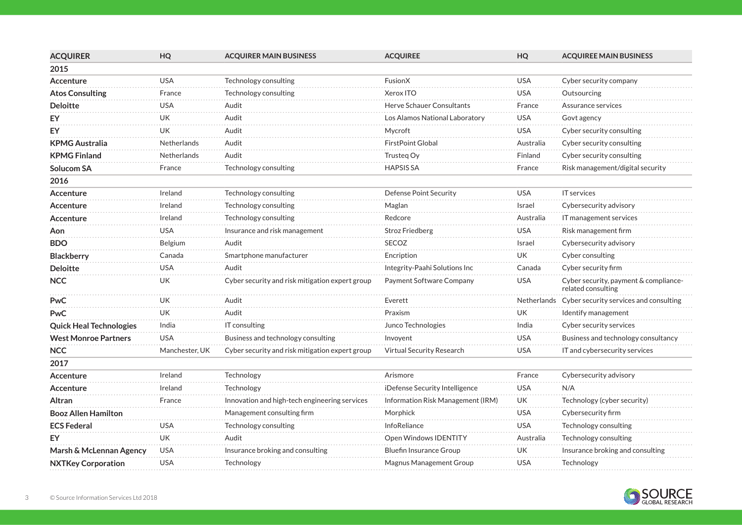| ACQUIRER | HQ | ACQUIRER MAIN BUSINESS | ACQUIREE | HQ | ACQUIREE MAIN BUSINESS |
|---|---|---|---|---|---|
| **2015** | | | | | |
| **Accenture** | USA | Technology consulting | FusionX | USA | Cyber security company |
| **Atos Consulting** | France | Technology consulting | Xerox ITO | USA | Outsourcing |
| **Deloitte** | USA | Audit | Herve Schauer Consultants | France | Assurance services |
| **EY** | UK | Audit | Los Alamos National Laboratory | USA | Govt agency |
| **EY** | UK | Audit | Mycroft | USA | Cyber security consulting |
| **KPMG Australia** | Netherlands | Audit | FirstPoint Global | Australia | Cyber security consulting |
| **KPMG Finland** | Netherlands | Audit | Trusteq Oy | Finland | Cyber security consulting |
| **Solucom SA** | France | Technology consulting | HAPSIS SA | France | Risk management/digital security |
| **2016** | | | | | |
| **Accenture** | Ireland | Technology consulting | Defense Point Security | USA | IT services |
| **Accenture** | Ireland | Technology consulting | Maglan | Israel | Cybersecurity advisory |
| **Accenture** | Ireland | Technology consulting | Redcore | Australia | IT management services |
| **Aon** | USA | Insurance and risk management | Stroz Friedberg | USA | Risk management firm |
| **BDO** | Belgium | Audit | SECOZ | Israel | Cybersecurity advisory |
| **Blackberry** | Canada | Smartphone manufacturer | Encription | UK | Cyber consulting |
| **Deloitte** | USA | Audit | Integrity-Paahi Solutions Inc | Canada | Cyber security firm |
| **NCC** | UK | Cyber security and risk mitigation expert group | Payment Software Company | USA | Cyber security, payment & compliance-related consulting |
| **PwC** | UK | Audit | Everett | Netherlands | Cyber security services and consulting |
| **PwC** | UK | Audit | Praxism | UK | Identify management |
| **Quick Heal Technologies** | India | IT consulting | Junco Technologies | India | Cyber security services |
| **West Monroe Partners** | USA | Business and technology consulting | Invoyent | USA | Business and technology consultancy |
| **NCC** | Manchester, UK | Cyber security and risk mitigation expert group | Virtual Security Research | USA | IT and cybersecurity services |
| **2017** | | | | | |
| **Accenture** | Ireland | Technology | Arismore | France | Cybersecurity advisory |
| **Accenture** | Ireland | Technology | iDefense Security Intelligence | USA | N/A |
| **Altran** | France | Innovation and high-tech engineering services | Information Risk Management (IRM) | UK | Technology (cyber security) |
| **Booz Allen Hamilton** | | Management consulting firm | Morphick | USA | Cybersecurity firm |
| **ECS Federal** | USA | Technology consulting | InfoReliance | USA | Technology consulting |
| **EY** | UK | Audit | Open Windows IDENTITY | Australia | Technology consulting |
| **Marsh & McLennan Agency** | USA | Insurance broking and consulting | Bluefin Insurance Group | UK | Insurance broking and consulting |
| **NXTKey Corporation** | USA | Technology | Magnus Management Group | USA | Technology |

© Source Information Services Ltd 2018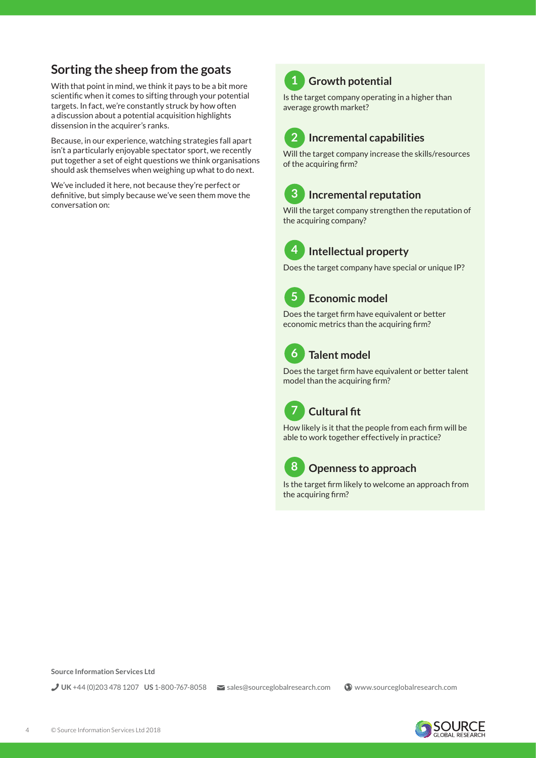## Sorting the sheep from the goats

With that point in mind, we think it pays to be a bit more scientific when it comes to sifting through your potential targets. In fact, we're constantly struck by how often a discussion about a potential acquisition highlights dissension in the acquirer's ranks.

Because, in our experience, watching strategies fall apart isn't a particularly enjoyable spectator sport, we recently put together a set of eight questions we think organisations should ask themselves when weighing up what to do next.

We've included it here, not because they're perfect or definitive, but simply because we've seen them move the conversation on:

### 1 Growth potential

Is the target company operating in a higher than average growth market?

### 2 Incremental capabilities

Will the target company increase the skills/resources of the acquiring firm?

### 3 Incremental reputation

Will the target company strengthen the reputation of the acquiring company?

### 4 Intellectual property

Does the target company have special or unique IP?

### 5 Economic model

Does the target firm have equivalent or better economic metrics than the acquiring firm?

### 6 Talent model

Does the target firm have equivalent or better talent model than the acquiring firm?

### 7 Cultural fit

How likely is it that the people from each firm will be able to work together effectively in practice?

### 8 Openness to approach

Is the target firm likely to welcome an approach from the acquiring firm?

**Source Information Services Ltd**

**UK** +44 (0)203 478 1207 **US** 1-800-767-8058 sales@sourceglobalresearch.com www.sourceglobalresearch.com

© Source Information Services Ltd 2018